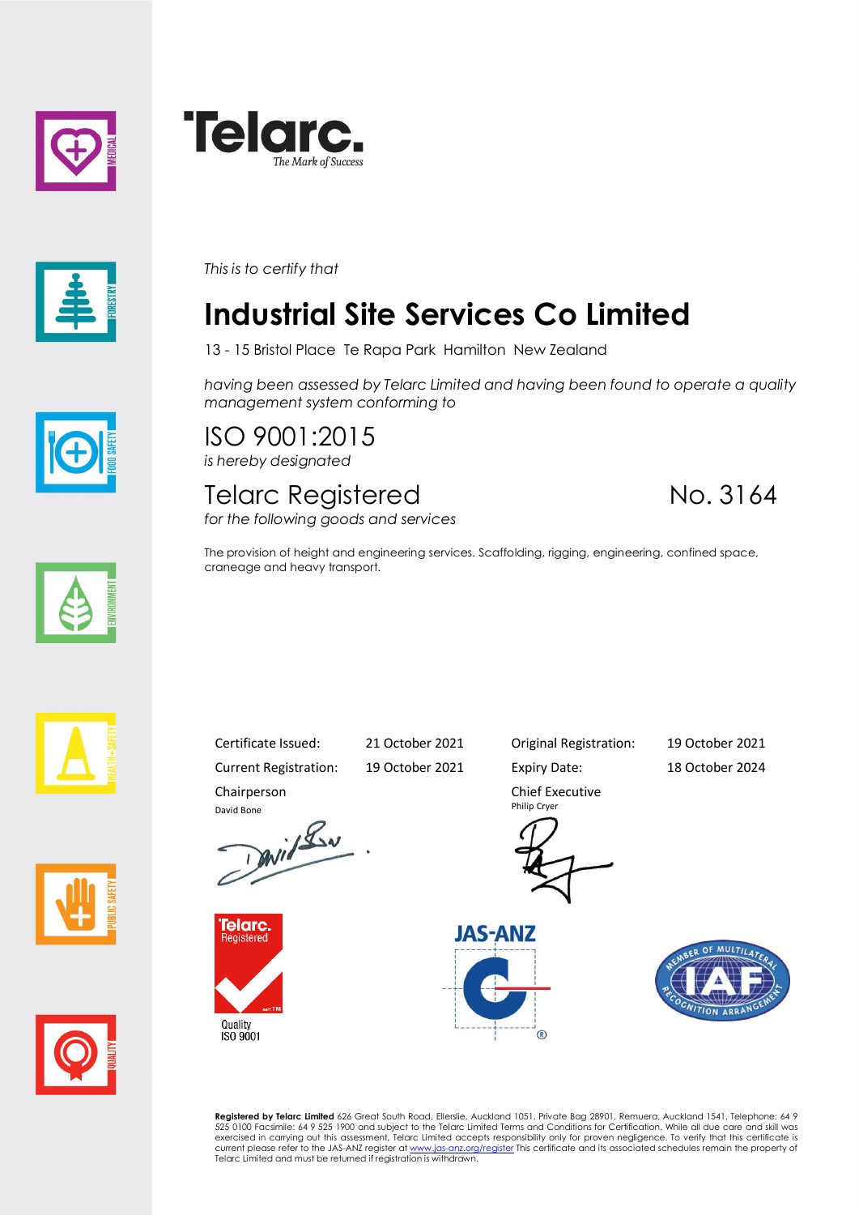Telarc.
*The Mark of Success*

*This is to certify that*

# Industrial Site Services Co Limited

13 - 15 Bristol Place Te Rapa Park Hamilton New Zealand

*having been assessed by Telarc Limited and having been found to operate a quality management system conforming to*

## ISO 9001:2015

*is hereby designated*

## Telarc Registered No. 3164

*for the following goods and services*

The provision of height and engineering services. Scaffolding, rigging, engineering, confined space, craneage and heavy transport.

| | | | |
|---|---|---|---|
| Certificate Issued: | 21 October 2021 | Original Registration: | 19 October 2021 |
| Current Registration: | 19 October 2021 | Expiry Date: | 18 October 2024 |

Chairperson
David Bone

Chief Executive
Philip Cryer

Telarc. Registered
Quality ISO 9001

JAS-ANZ

Member of Multilateral Recognition Arrangement IAF

**Registered by Telarc Limited** 626 Great South Road, Ellerslie, Auckland 1051, Private Bag 28901, Remuera, Auckland 1541, Telephone: 64 9 525 0100 Facsimile: 64 9 525 1900 and subject to the Telarc Limited Terms and Conditions for Certification. While all due care and skill was exercised in carrying out this assessment, Telarc Limited accepts responsibility only for proven negligence. To verify that this certificate is current please refer to the JAS-ANZ register at www.jas-anz.org/register This certificate and its associated schedules remain the property of Telarc Limited and must be returned if registration is withdrawn.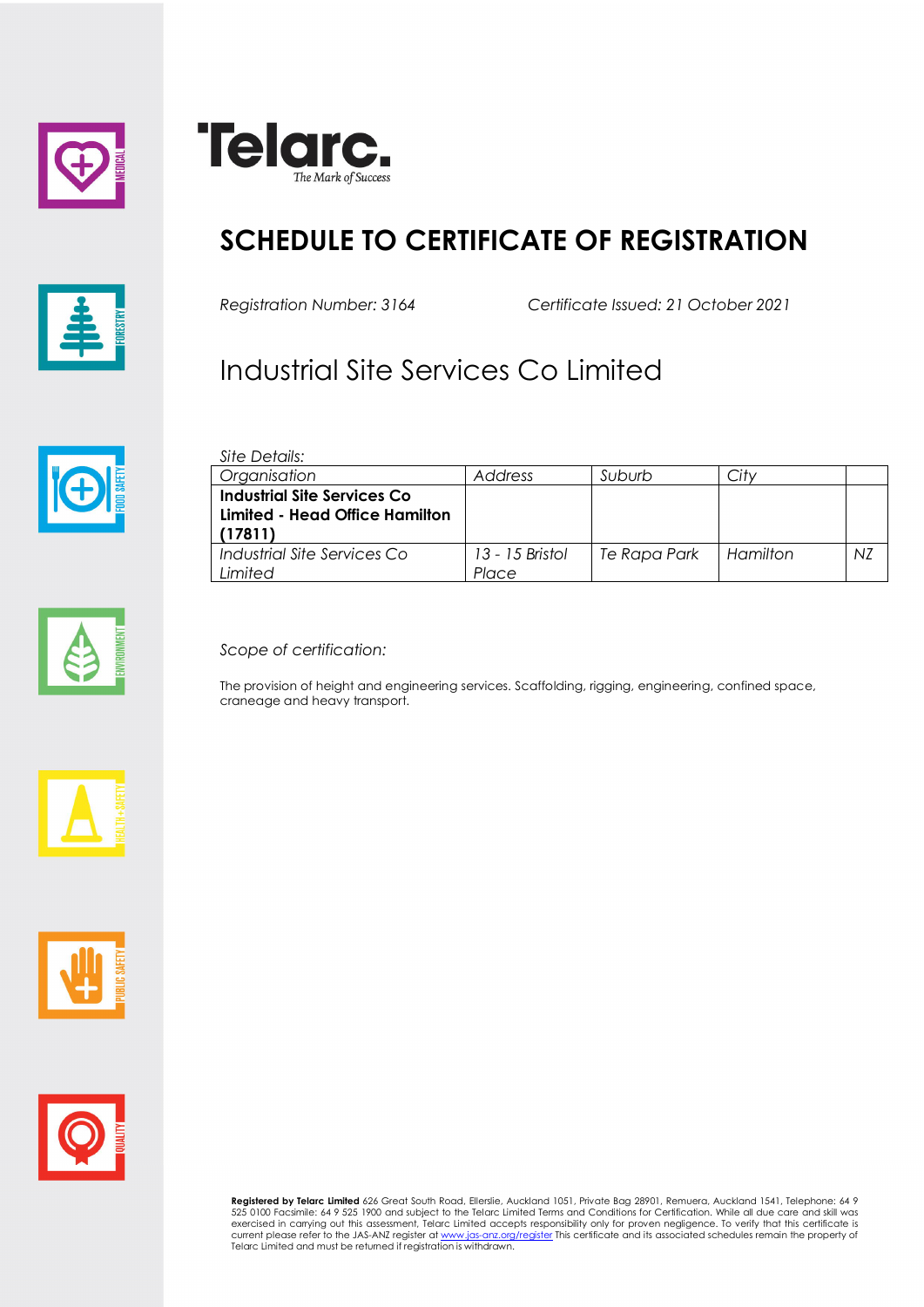Telarc.
The Mark of Success

# SCHEDULE TO CERTIFICATE OF REGISTRATION

*Registration Number: 3164* *Certificate Issued: 21 October 2021*

## Industrial Site Services Co Limited

*Site Details:*

| *Organisation* | *Address* | *Suburb* | *City* | |
|---|---|---|---|---|
| **Industrial Site Services Co Limited - Head Office Hamilton (17811)** | | | | |
| *Industrial Site Services Co Limited* | *13 - 15 Bristol Place* | *Te Rapa Park* | *Hamilton* | *NZ* |

*Scope of certification:*

The provision of height and engineering services. Scaffolding, rigging, engineering, confined space, craneage and heavy transport.

**Registered by Telarc Limited** 626 Great South Road, Ellerslie, Auckland 1051, Private Bag 28901, Remuera, Auckland 1541, Telephone: 64 9 525 0100 Facsimile: 64 9 525 1900 and subject to the Telarc Limited Terms and Conditions for Certification. While all due care and skill was exercised in carrying out this assessment, Telarc Limited accepts responsibility only for proven negligence. To verify that this certificate is current please refer to the JAS-ANZ register at www.jas-anz.org/register This certificate and its associated schedules remain the property of Telarc Limited and must be returned if registration is withdrawn.